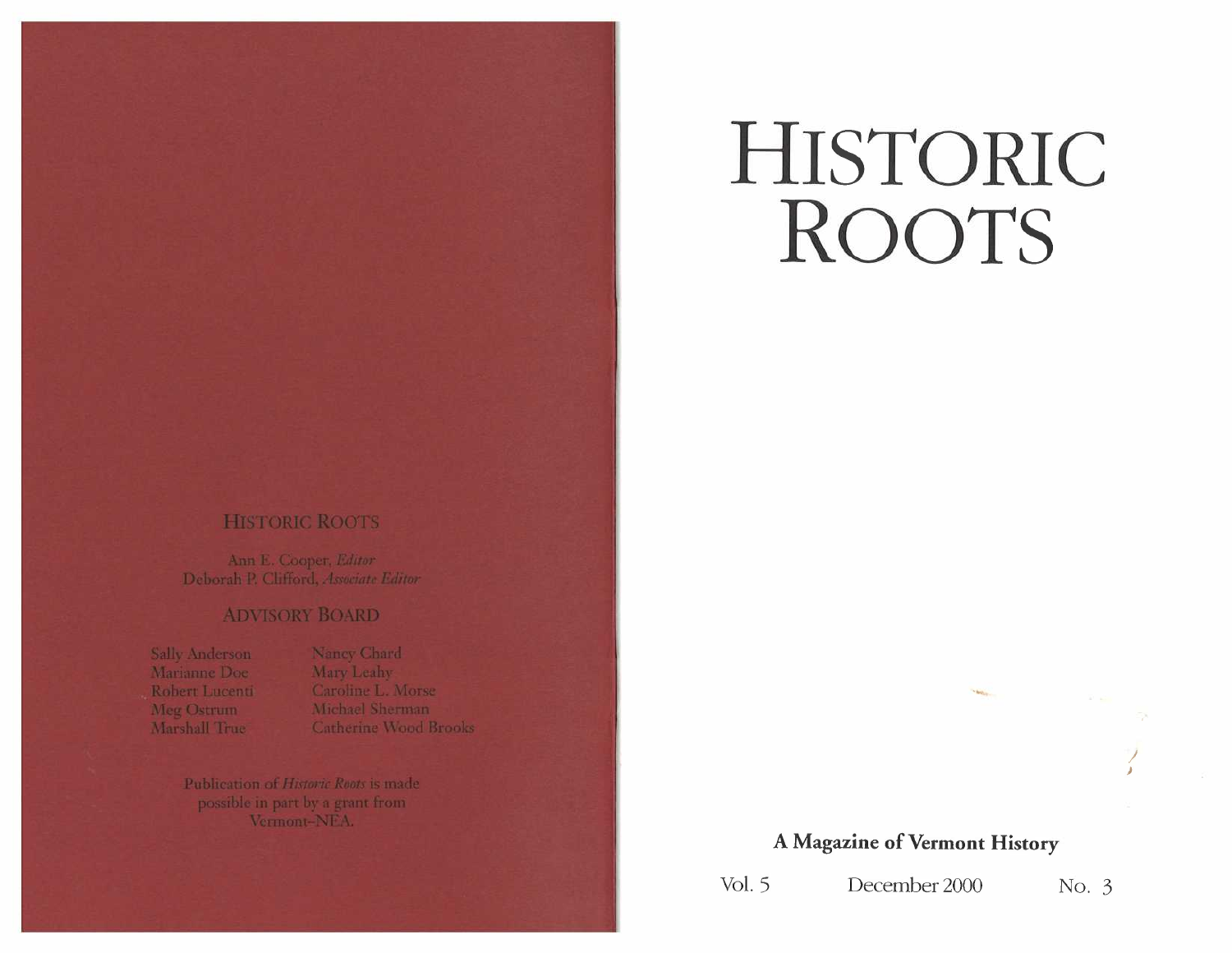## HISTORIC ROOTS

Ann E. Cooper, *Editor*
Deborah P. Clifford, *Associate Editor*

### ADVISORY BOARD

Sally Anderson
Marianne Doe
Robert Lucenti
Meg Ostrum
Marshall True
Nancy Chard
Mary Leahy
Caroline L. Morse
Michael Sherman
Catherine Wood Brooks

Publication of *Historic Roots* is made possible in part by a grant from Vermont-NEA.

# HISTORIC ROOTS

**A Magazine of Vermont History**

Vol. 5 December 2000 No. 3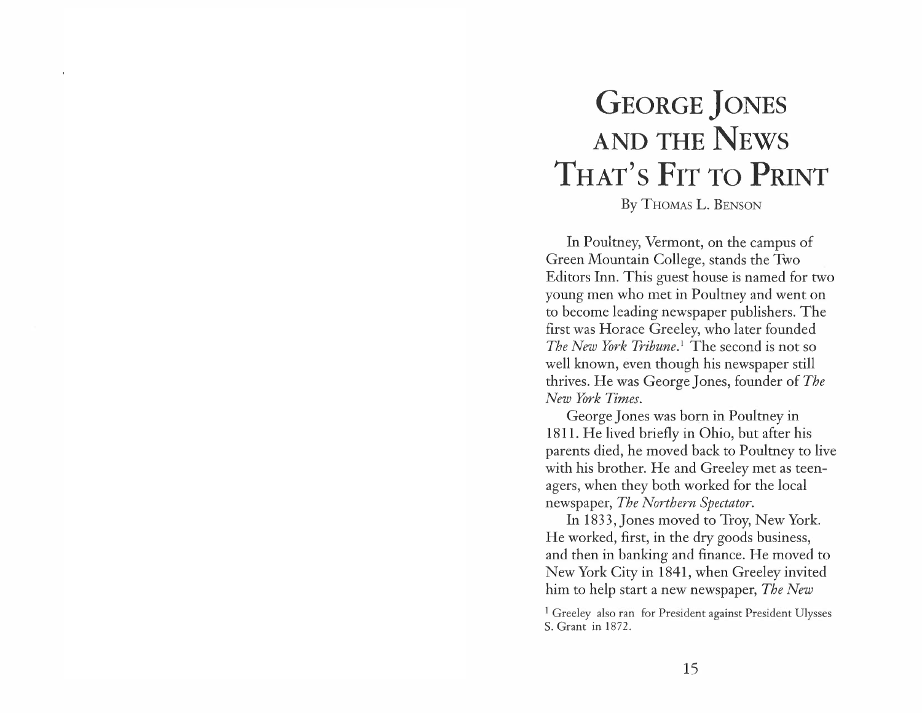# George Jones and the News That's Fit to Print

By Thomas L. Benson

In Poultney, Vermont, on the campus of Green Mountain College, stands the Two Editors Inn. This guest house is named for two young men who met in Poultney and went on to become leading newspaper publishers. The first was Horace Greeley, who later founded *The New York Tribune*.[1] The second is not so well known, even though his newspaper still thrives. He was George Jones, founder of *The New York Times*.

George Jones was born in Poultney in 1811. He lived briefly in Ohio, but after his parents died, he moved back to Poultney to live with his brother. He and Greeley met as teenagers, when they both worked for the local newspaper, *The Northern Spectator*.

In 1833, Jones moved to Troy, New York. He worked, first, in the dry goods business, and then in banking and finance. He moved to New York City in 1841, when Greeley invited him to help start a new newspaper, *The New*

[1] Greeley also ran for President against President Ulysses S. Grant in 1872.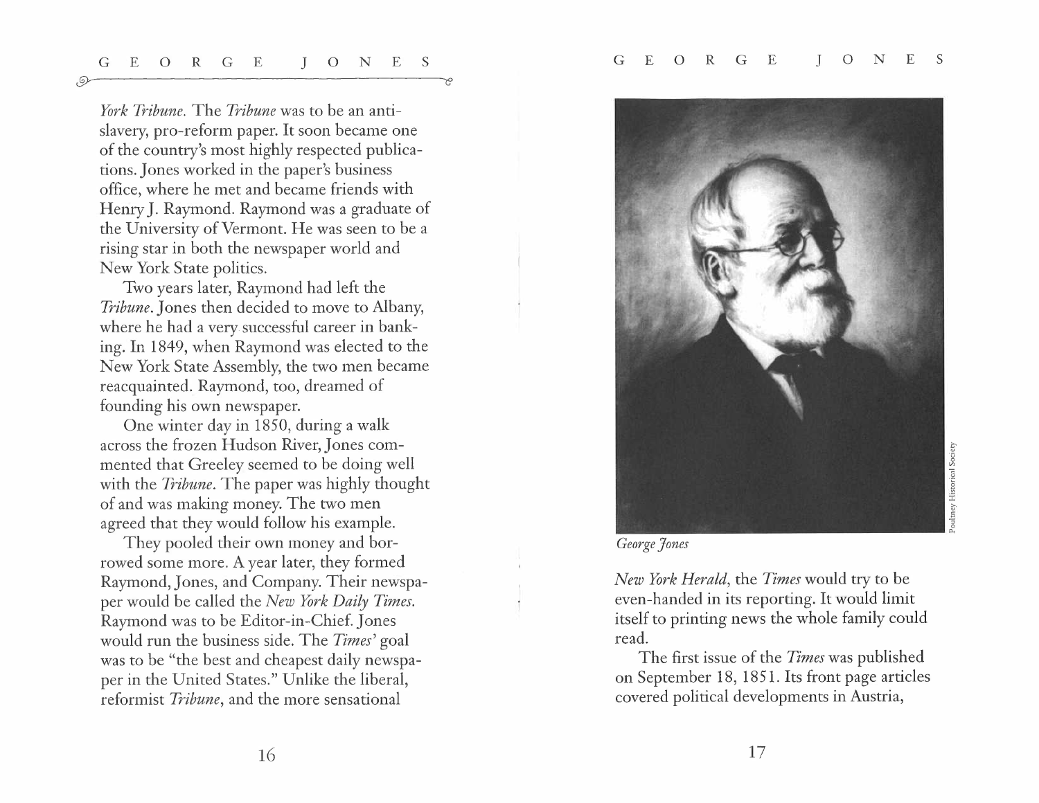*York Tribune*. The *Tribune* was to be an antislavery, pro-reform paper. It soon became one of the country's most highly respected publications. Jones worked in the paper's business office, where he met and became friends with Henry J. Raymond. Raymond was a graduate of the University of Vermont. He was seen to be a rising star in both the newspaper world and New York State politics.

Two years later, Raymond had left the *Tribune*. Jones then decided to move to Albany, where he had a very successful career in banking. In 1849, when Raymond was elected to the New York State Assembly, the two men became reacquainted. Raymond, too, dreamed of founding his own newspaper.

One winter day in 1850, during a walk across the frozen Hudson River, Jones commented that Greeley seemed to be doing well with the *Tribune*. The paper was highly thought of and was making money. The two men agreed that they would follow his example.

They pooled their own money and borrowed some more. A year later, they formed Raymond, Jones, and Company. Their newspaper would be called the *New York Daily Times*. Raymond was to be Editor-in-Chief. Jones would run the business side. The *Times'* goal was to be "the best and cheapest daily newspaper in the United States." Unlike the liberal, reformist *Tribune*, and the more sensational *New York Herald*, the *Times* would try to be even-handed in its reporting. It would limit itself to printing news the whole family could read.

*George Jones*

Poultney Historical Society

The first issue of the *Times* was published on September 18, 1851. Its front page articles covered political developments in Austria,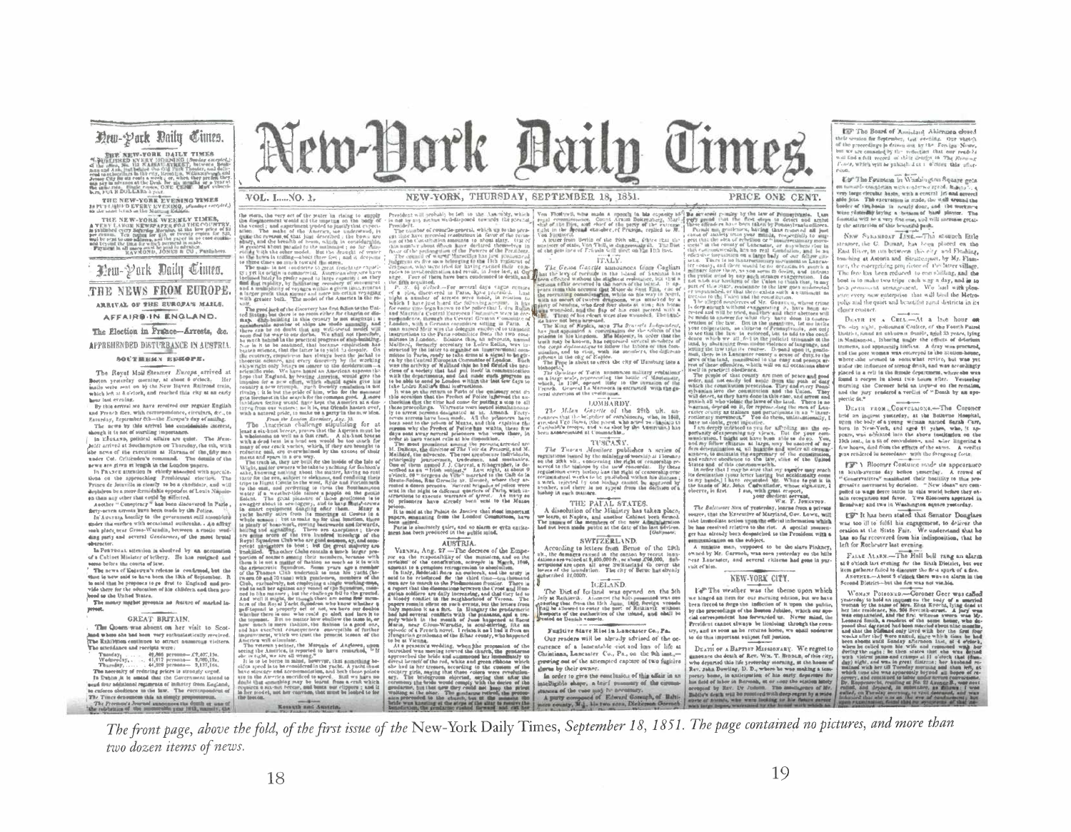# New-York Daily Times.

VOL. I....NO. 1. NEW-YORK, THURSDAY, SEPTEMBER 18, 1851. PRICE ONE CENT.

## THE NEWS FROM EUROPE.

ARRIVAL OF THE EUROPA'S MAILS.

AFFAIRS IN ENGLAND.

The Election in France—Arrests, &c.

APPREHENDED DISTURBANCE IN AUSTRIA.

SOUTHERN EUROPE.

GREAT BRITAIN.

AUSTRIA.

ITALY.

LOMBARDY.

TUSCANY.

THE PAPAL STATES.

SWITZERLAND.

ICELAND.

Fugitive Slave Riot in Lancaster Co., Pa.

NEW-YORK CITY.

*The front page, above the fold, of the first issue of the* New-York Daily Times, *September 18, 1851. The page contained no pictures, and more than two dozen items of news.*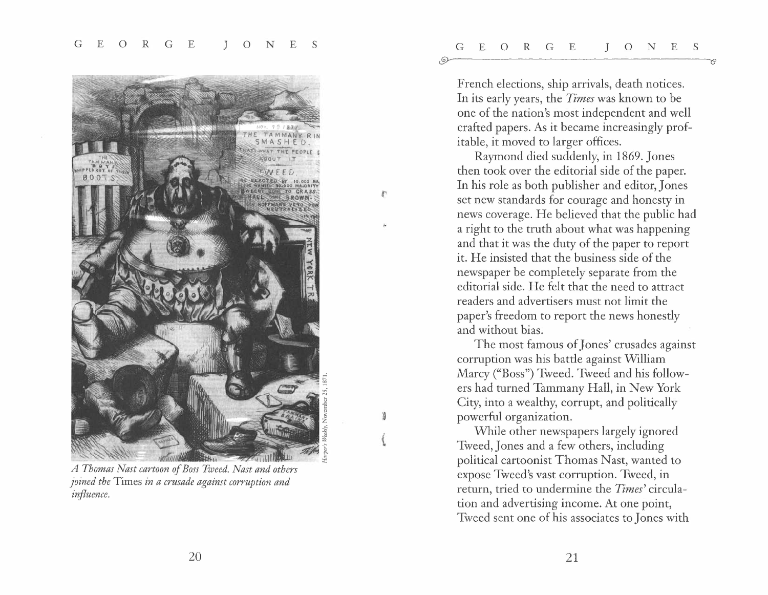*A Thomas Nast cartoon of Boss Tweed. Nast and others joined the* Times *in a crusade against corruption and influence.*

Harper's Weekly, November 25, 1871.

French elections, ship arrivals, death notices. In its early years, the *Times* was known to be one of the nation's most independent and well crafted papers. As it became increasingly profitable, it moved to larger offices.

Raymond died suddenly, in 1869. Jones then took over the editorial side of the paper. In his role as both publisher and editor, Jones set new standards for courage and honesty in news coverage. He believed that the public had a right to the truth about what was happening and that it was the duty of the paper to report it. He insisted that the business side of the newspaper be completely separate from the editorial side. He felt that the need to attract readers and advertisers must not limit the paper's freedom to report the news honestly and without bias.

The most famous of Jones' crusades against corruption was his battle against William Marcy ("Boss") Tweed. Tweed and his followers had turned Tammany Hall, in New York City, into a wealthy, corrupt, and politically powerful organization.

While other newspapers largely ignored Tweed, Jones and a few others, including political cartoonist Thomas Nast, wanted to expose Tweed's vast corruption. Tweed, in return, tried to undermine the *Times'* circulation and advertising income. At one point, Tweed sent one of his associates to Jones with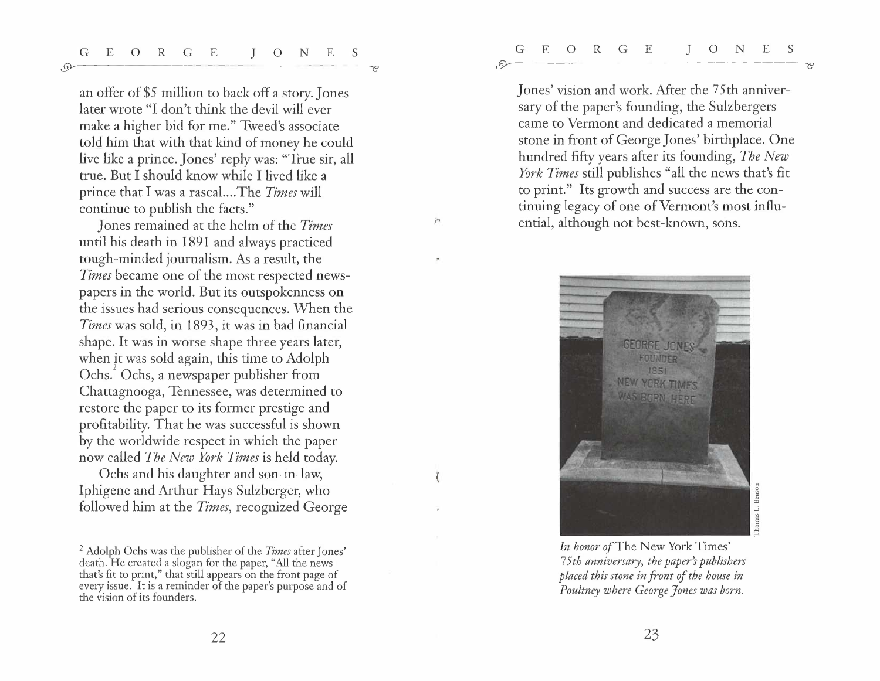an offer of $5 million to back off a story. Jones later wrote "I don't think the devil will ever make a higher bid for me." Tweed's associate told him that with that kind of money he could live like a prince. Jones' reply was: "True sir, all true. But I should know while I lived like a prince that I was a rascal....The *Times* will continue to publish the facts."

Jones remained at the helm of the *Times* until his death in 1891 and always practiced tough-minded journalism. As a result, the *Times* became one of the most respected newspapers in the world. But its outspokenness on the issues had serious consequences. When the *Times* was sold, in 1893, it was in bad financial shape. It was in worse shape three years later, when it was sold again, this time to Adolph Ochs.[2] Ochs, a newspaper publisher from Chattagnooga, Tennessee, was determined to restore the paper to its former prestige and profitability. That he was successful is shown by the worldwide respect in which the paper now called *The New York Times* is held today.

Ochs and his daughter and son-in-law, Iphigene and Arthur Hays Sulzberger, who followed him at the *Times*, recognized George Jones' vision and work. After the 75th anniversary of the paper's founding, the Sulzbergers came to Vermont and dedicated a memorial stone in front of George Jones' birthplace. One hundred fifty years after its founding, *The New York Times* still publishes "all the news that's fit to print." Its growth and success are the continuing legacy of one of Vermont's most influential, although not best-known, sons.

[2] Adolph Ochs was the publisher of the *Times* after Jones' death. He created a slogan for the paper, "All the news that's fit to print," that still appears on the front page of every issue. It is a reminder of the paper's purpose and of the vision of its founders.

GEORGE JONES
FOUNDER
1851
NEW YORK TIMES
WAS BORN HERE

Thomas L. Benson

*In honor of* The New York Times' *75th anniversary, the paper's publishers placed this stone in front of the house in Poultney where George Jones was born.*